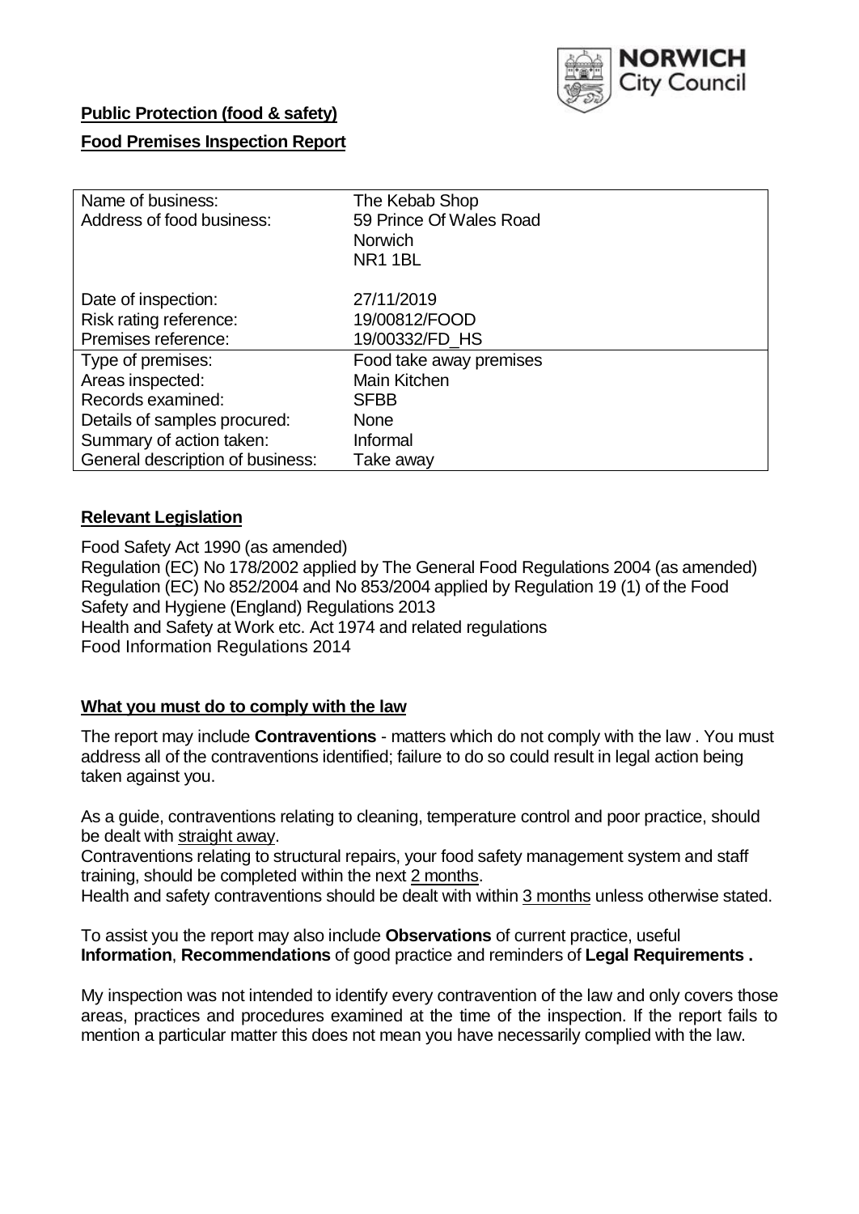NORWICH City Council

**Public Protection (food & safety)**

**Food Premises Inspection Report**

| | |
|---|---|
| Name of business: | The Kebab Shop |
| Address of food business: | 59 Prince Of Wales Road<br>Norwich<br>NR1 1BL |
| Date of inspection: | 27/11/2019 |
| Risk rating reference: | 19/00812/FOOD |
| Premises reference: | 19/00332/FD_HS |
| Type of premises: | Food take away premises |
| Areas inspected: | Main Kitchen |
| Records examined: | SFBB |
| Details of samples procured: | None |
| Summary of action taken: | Informal |
| General description of business: | Take away |

## Relevant Legislation

Food Safety Act 1990 (as amended)
Regulation (EC) No 178/2002 applied by The General Food Regulations 2004 (as amended)
Regulation (EC) No 852/2004 and No 853/2004 applied by Regulation 19 (1) of the Food Safety and Hygiene (England) Regulations 2013
Health and Safety at Work etc. Act 1974 and related regulations
Food Information Regulations 2014

## What you must do to comply with the law

The report may include **Contraventions** - matters which do not comply with the law . You must address all of the contraventions identified; failure to do so could result in legal action being taken against you.

As a guide, contraventions relating to cleaning, temperature control and poor practice, should be dealt with straight away.
Contraventions relating to structural repairs, your food safety management system and staff training, should be completed within the next 2 months.
Health and safety contraventions should be dealt with within 3 months unless otherwise stated.

To assist you the report may also include **Observations** of current practice, useful **Information**, **Recommendations** of good practice and reminders of **Legal Requirements .**

My inspection was not intended to identify every contravention of the law and only covers those areas, practices and procedures examined at the time of the inspection. If the report fails to mention a particular matter this does not mean you have necessarily complied with the law.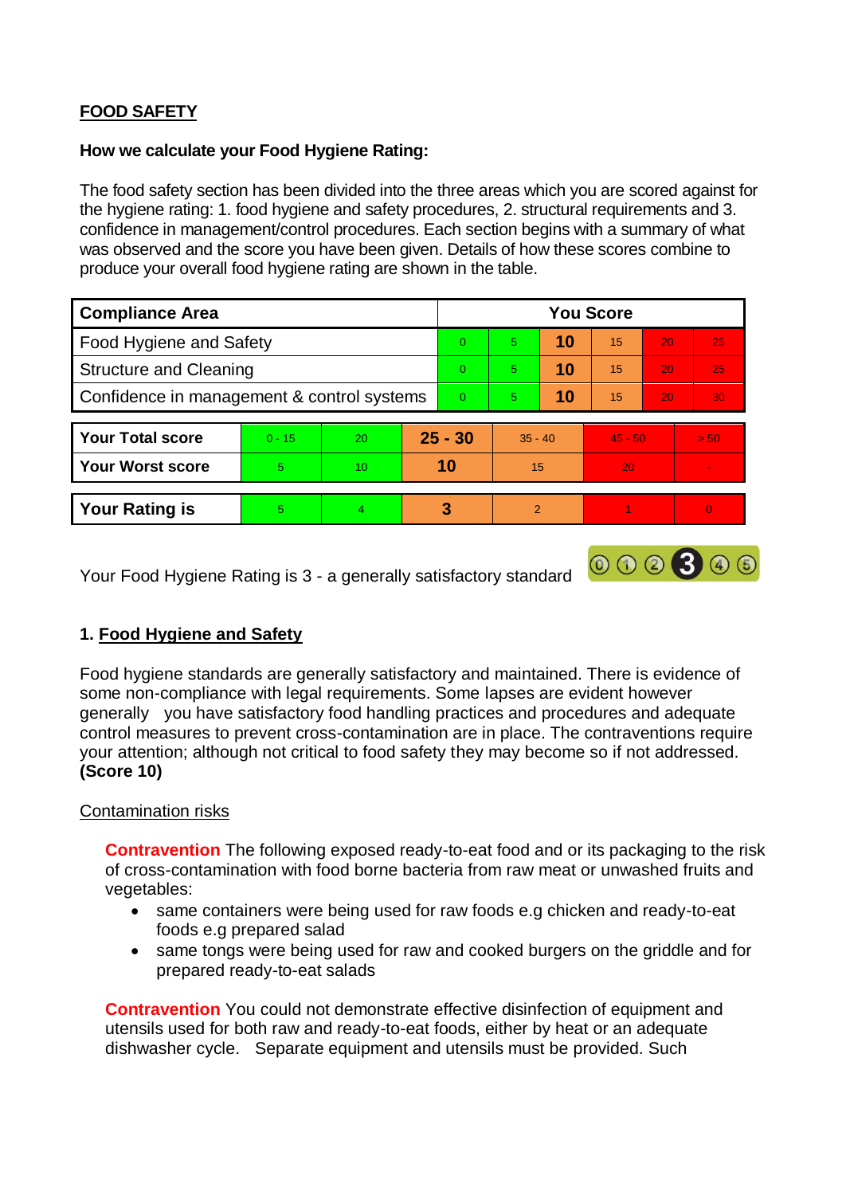## FOOD SAFETY

### How we calculate your Food Hygiene Rating:

The food safety section has been divided into the three areas which you are scored against for the hygiene rating: 1. food hygiene and safety procedures, 2. structural requirements and 3. confidence in management/control procedures. Each section begins with a summary of what was observed and the score you have been given. Details of how these scores combine to produce your overall food hygiene rating are shown in the table.

| Compliance Area | You Score | | | | | |
|---|---|---|---|---|---|---|
| Food Hygiene and Safety | 0 | 5 | **10** | 15 | 20 | 25 |
| Structure and Cleaning | 0 | 5 | **10** | 15 | 20 | 25 |
| Confidence in management & control systems | 0 | 5 | **10** | 15 | 20 | 30 |

| | | | | | | |
|---|---|---|---|---|---|---|
| **Your Total score** | 0 - 15 | 20 | **25 - 30** | 35 - 40 | 45 - 50 | > 50 |
| **Your Worst score** | 5 | 10 | **10** | 15 | 20 | - |

| | | | | | | |
|---|---|---|---|---|---|---|
| **Your Rating is** | 5 | 4 | **3** | 2 | 1 | 0 |

Your Food Hygiene Rating is 3 - a generally satisfactory standard

### 1. Food Hygiene and Safety

Food hygiene standards are generally satisfactory and maintained. There is evidence of some non-compliance with legal requirements. Some lapses are evident however generally you have satisfactory food handling practices and procedures and adequate control measures to prevent cross-contamination are in place. The contraventions require your attention; although not critical to food safety they may become so if not addressed. **(Score 10)**

Contamination risks

**Contravention** The following exposed ready-to-eat food and or its packaging to the risk of cross-contamination with food borne bacteria from raw meat or unwashed fruits and vegetables:

- same containers were being used for raw foods e.g chicken and ready-to-eat foods e.g prepared salad
- same tongs were being used for raw and cooked burgers on the griddle and for prepared ready-to-eat salads

**Contravention** You could not demonstrate effective disinfection of equipment and utensils used for both raw and ready-to-eat foods, either by heat or an adequate dishwasher cycle. Separate equipment and utensils must be provided. Such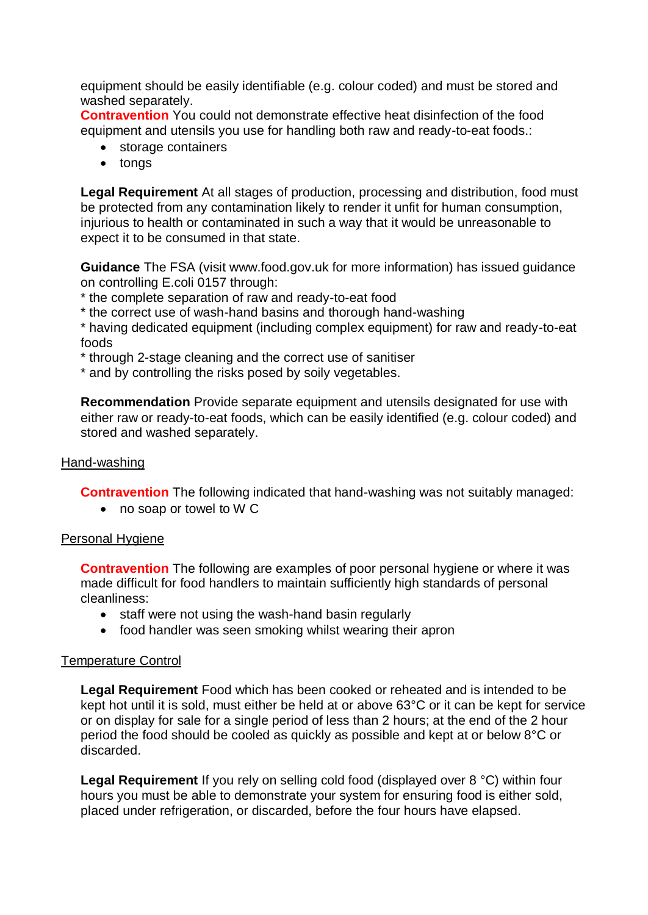equipment should be easily identifiable (e.g. colour coded) and must be stored and washed separately.

**Contravention** You could not demonstrate effective heat disinfection of the food equipment and utensils you use for handling both raw and ready-to-eat foods.:

- storage containers
- tongs

**Legal Requirement** At all stages of production, processing and distribution, food must be protected from any contamination likely to render it unfit for human consumption, injurious to health or contaminated in such a way that it would be unreasonable to expect it to be consumed in that state.

**Guidance** The FSA (visit www.food.gov.uk for more information) has issued guidance on controlling E.coli 0157 through:
* the complete separation of raw and ready-to-eat food
* the correct use of wash-hand basins and thorough hand-washing
* having dedicated equipment (including complex equipment) for raw and ready-to-eat foods
* through 2-stage cleaning and the correct use of sanitiser
* and by controlling the risks posed by soily vegetables.

**Recommendation** Provide separate equipment and utensils designated for use with either raw or ready-to-eat foods, which can be easily identified (e.g. colour coded) and stored and washed separately.

Hand-washing

**Contravention** The following indicated that hand-washing was not suitably managed:

- no soap or towel to W C

Personal Hygiene

**Contravention** The following are examples of poor personal hygiene or where it was made difficult for food handlers to maintain sufficiently high standards of personal cleanliness:

- staff were not using the wash-hand basin regularly
- food handler was seen smoking whilst wearing their apron

Temperature Control

**Legal Requirement** Food which has been cooked or reheated and is intended to be kept hot until it is sold, must either be held at or above 63°C or it can be kept for service or on display for sale for a single period of less than 2 hours; at the end of the 2 hour period the food should be cooled as quickly as possible and kept at or below 8°C or discarded.

**Legal Requirement** If you rely on selling cold food (displayed over 8 °C) within four hours you must be able to demonstrate your system for ensuring food is either sold, placed under refrigeration, or discarded, before the four hours have elapsed.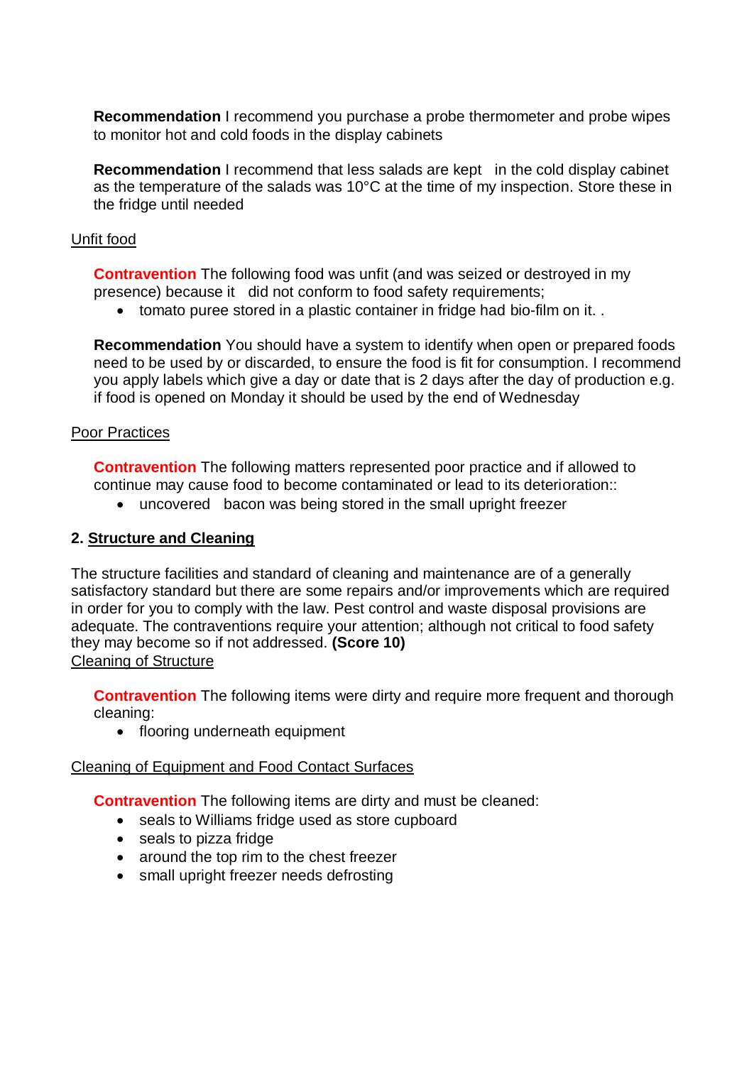**Recommendation** I recommend you purchase a probe thermometer and probe wipes to monitor hot and cold foods in the display cabinets

**Recommendation** I recommend that less salads are kept in the cold display cabinet as the temperature of the salads was 10°C at the time of my inspection. Store these in the fridge until needed

Unfit food

**Contravention** The following food was unfit (and was seized or destroyed in my presence) because it did not conform to food safety requirements;

- tomato puree stored in a plastic container in fridge had bio-film on it. .

**Recommendation** You should have a system to identify when open or prepared foods need to be used by or discarded, to ensure the food is fit for consumption. I recommend you apply labels which give a day or date that is 2 days after the day of production e.g. if food is opened on Monday it should be used by the end of Wednesday

Poor Practices

**Contravention** The following matters represented poor practice and if allowed to continue may cause food to become contaminated or lead to its deterioration::

- uncovered bacon was being stored in the small upright freezer

## 2. Structure and Cleaning

The structure facilities and standard of cleaning and maintenance are of a generally satisfactory standard but there are some repairs and/or improvements which are required in order for you to comply with the law. Pest control and waste disposal provisions are adequate. The contraventions require your attention; although not critical to food safety they may become so if not addressed. **(Score 10)**

Cleaning of Structure

**Contravention** The following items were dirty and require more frequent and thorough cleaning:

- flooring underneath equipment

Cleaning of Equipment and Food Contact Surfaces

**Contravention** The following items are dirty and must be cleaned:

- seals to Williams fridge used as store cupboard
- seals to pizza fridge
- around the top rim to the chest freezer
- small upright freezer needs defrosting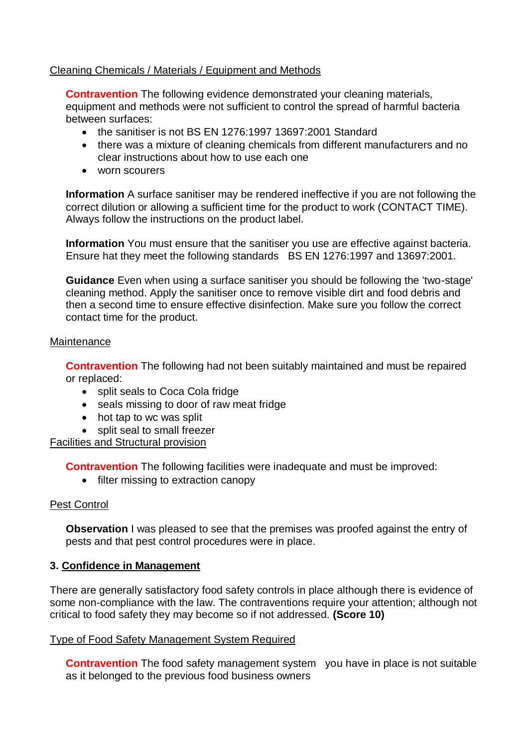Cleaning Chemicals / Materials / Equipment and Methods

**Contravention** The following evidence demonstrated your cleaning materials, equipment and methods were not sufficient to control the spread of harmful bacteria between surfaces:

- the sanitiser is not BS EN 1276:1997 13697:2001 Standard
- there was a mixture of cleaning chemicals from different manufacturers and no clear instructions about how to use each one
- worn scourers

**Information** A surface sanitiser may be rendered ineffective if you are not following the correct dilution or allowing a sufficient time for the product to work (CONTACT TIME). Always follow the instructions on the product label.

**Information** You must ensure that the sanitiser you use are effective against bacteria. Ensure hat they meet the following standards BS EN 1276:1997 and 13697:2001.

**Guidance** Even when using a surface sanitiser you should be following the 'two-stage' cleaning method. Apply the sanitiser once to remove visible dirt and food debris and then a second time to ensure effective disinfection. Make sure you follow the correct contact time for the product.

Maintenance

**Contravention** The following had not been suitably maintained and must be repaired or replaced:

- split seals to Coca Cola fridge
- seals missing to door of raw meat fridge
- hot tap to wc was split
- split seal to small freezer

Facilities and Structural provision

**Contravention** The following facilities were inadequate and must be improved:

- filter missing to extraction canopy

Pest Control

**Observation** I was pleased to see that the premises was proofed against the entry of pests and that pest control procedures were in place.

### 3. Confidence in Management

There are generally satisfactory food safety controls in place although there is evidence of some non-compliance with the law. The contraventions require your attention; although not critical to food safety they may become so if not addressed. **(Score 10)**

Type of Food Safety Management System Required

**Contravention** The food safety management system you have in place is not suitable as it belonged to the previous food business owners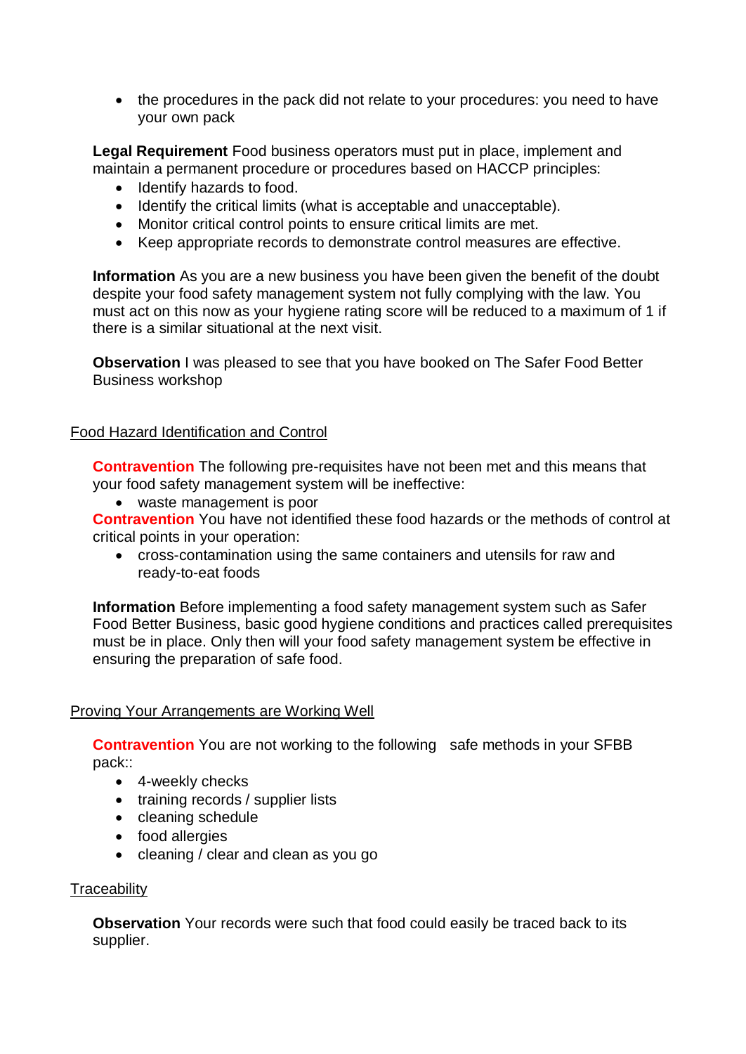- the procedures in the pack did not relate to your procedures: you need to have your own pack

**Legal Requirement** Food business operators must put in place, implement and maintain a permanent procedure or procedures based on HACCP principles:

- Identify hazards to food.
- Identify the critical limits (what is acceptable and unacceptable).
- Monitor critical control points to ensure critical limits are met.
- Keep appropriate records to demonstrate control measures are effective.

**Information** As you are a new business you have been given the benefit of the doubt despite your food safety management system not fully complying with the law. You must act on this now as your hygiene rating score will be reduced to a maximum of 1 if there is a similar situational at the next visit.

**Observation** I was pleased to see that you have booked on The Safer Food Better Business workshop

## Food Hazard Identification and Control

**Contravention** The following pre-requisites have not been met and this means that your food safety management system will be ineffective:

- waste management is poor

**Contravention** You have not identified these food hazards or the methods of control at critical points in your operation:

- cross-contamination using the same containers and utensils for raw and ready-to-eat foods

**Information** Before implementing a food safety management system such as Safer Food Better Business, basic good hygiene conditions and practices called prerequisites must be in place. Only then will your food safety management system be effective in ensuring the preparation of safe food.

## Proving Your Arrangements are Working Well

**Contravention** You are not working to the following safe methods in your SFBB pack::

- 4-weekly checks
- training records / supplier lists
- cleaning schedule
- food allergies
- cleaning / clear and clean as you go

## Traceability

**Observation** Your records were such that food could easily be traced back to its supplier.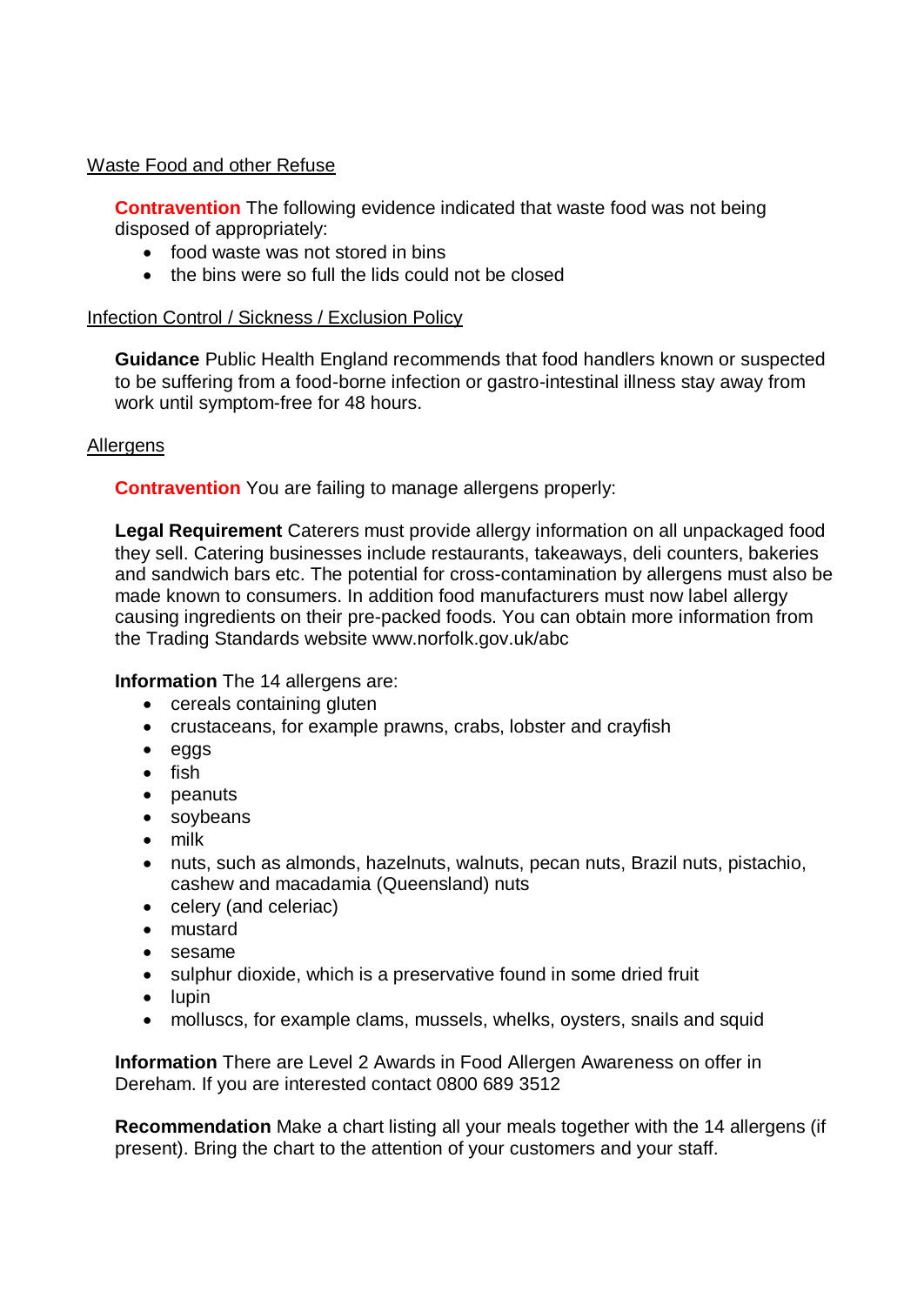Waste Food and other Refuse

**Contravention** The following evidence indicated that waste food was not being disposed of appropriately:

- food waste was not stored in bins
- the bins were so full the lids could not be closed

Infection Control / Sickness / Exclusion Policy

**Guidance** Public Health England recommends that food handlers known or suspected to be suffering from a food-borne infection or gastro-intestinal illness stay away from work until symptom-free for 48 hours.

Allergens

**Contravention** You are failing to manage allergens properly:

**Legal Requirement** Caterers must provide allergy information on all unpackaged food they sell. Catering businesses include restaurants, takeaways, deli counters, bakeries and sandwich bars etc. The potential for cross-contamination by allergens must also be made known to consumers. In addition food manufacturers must now label allergy causing ingredients on their pre-packed foods. You can obtain more information from the Trading Standards website www.norfolk.gov.uk/abc

**Information** The 14 allergens are:

- cereals containing gluten
- crustaceans, for example prawns, crabs, lobster and crayfish
- eggs
- fish
- peanuts
- soybeans
- milk
- nuts, such as almonds, hazelnuts, walnuts, pecan nuts, Brazil nuts, pistachio, cashew and macadamia (Queensland) nuts
- celery (and celeriac)
- mustard
- sesame
- sulphur dioxide, which is a preservative found in some dried fruit
- lupin
- molluscs, for example clams, mussels, whelks, oysters, snails and squid

**Information** There are Level 2 Awards in Food Allergen Awareness on offer in Dereham. If you are interested contact 0800 689 3512

**Recommendation** Make a chart listing all your meals together with the 14 allergens (if present). Bring the chart to the attention of your customers and your staff.